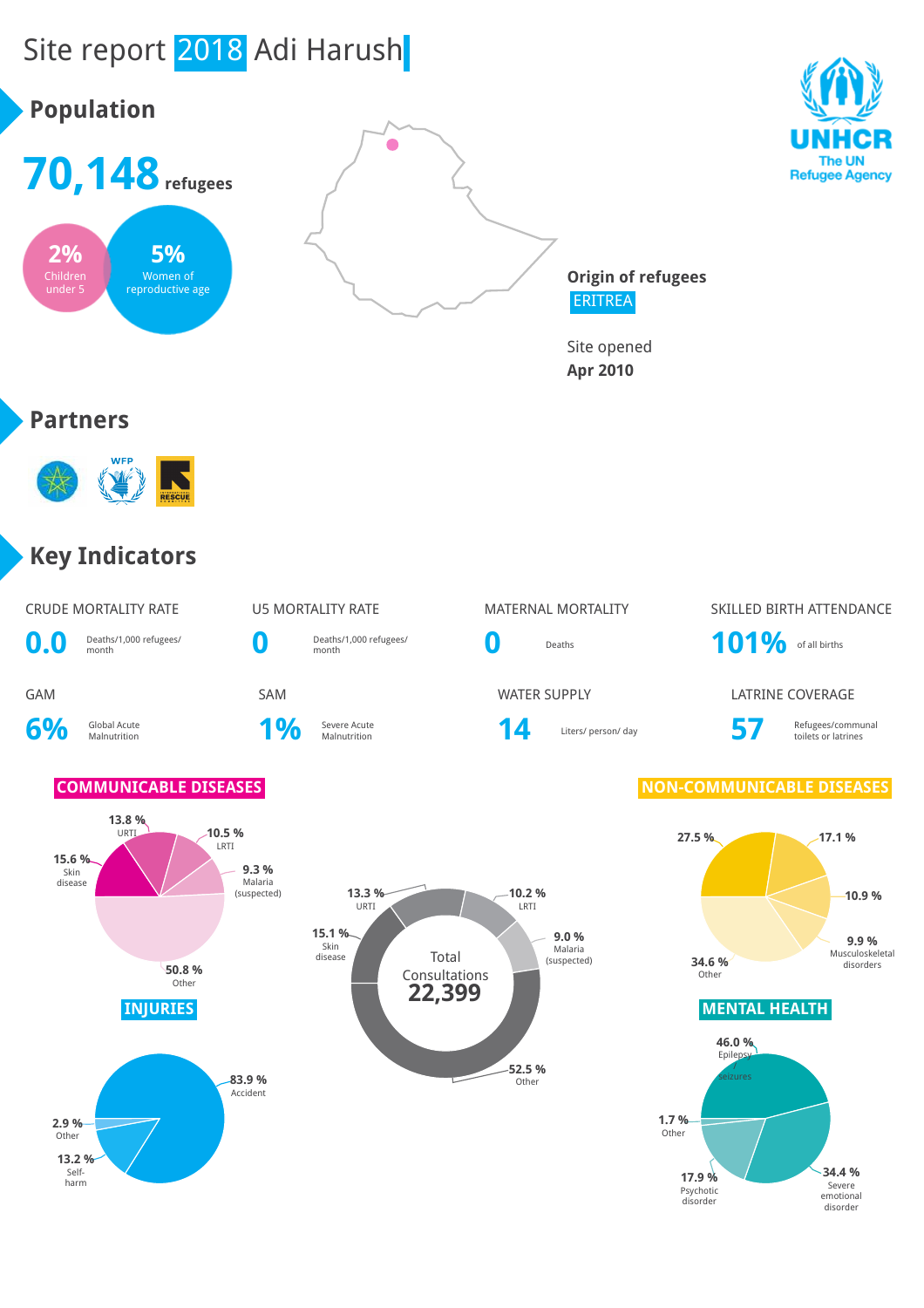# Site report 2018 Adi Harush

## Population

**70,148** refugees

- **2%** Children under 5
- **5%** Women of reproductive age

**Origin of refugees**
ERITREA

Site opened
**Apr 2010**

## Partners

## Key Indicators

| CRUDE MORTALITY RATE | U5 MORTALITY RATE | MATERNAL MORTALITY | SKILLED BIRTH ATTENDANCE |
|---|---|---|---|
| **0.0** Deaths/1,000 refugees/ month | **0** Deaths/1,000 refugees/ month | **0** Deaths | **101%** of all births |

| GAM | SAM | WATER SUPPLY | LATRINE COVERAGE |
|---|---|---|---|
| **6%** Global Acute Malnutrition | **1%** Severe Acute Malnutrition | **14** Liters/ person/ day | **57** Refugees/communal toilets or latrines |

### COMMUNICABLE DISEASES

- 13.8 % URTI
- 10.5 % LRTI
- 9.3 % Malaria (suspected)
- 15.6 % Skin disease
- 50.8 % Other

### Total Consultations 22,399

- 13.3 % URTI
- 10.2 % LRTI
- 9.0 % Malaria (suspected)
- 15.1 % Skin disease
- 52.5 % Other

### NON-COMMUNICABLE DISEASES

- 27.5 %
- 17.1 %
- 10.9 %
- 9.9 % Musculoskeletal disorders
- 34.6 % Other

### INJURIES

- 83.9 % Accident
- 2.9 % Other
- 13.2 % Self-harm

### MENTAL HEALTH

- 46.0 % Epilepsy seizures
- 1.7 % Other
- 17.9 % Psychotic disorder
- 34.4 % Severe emotional disorder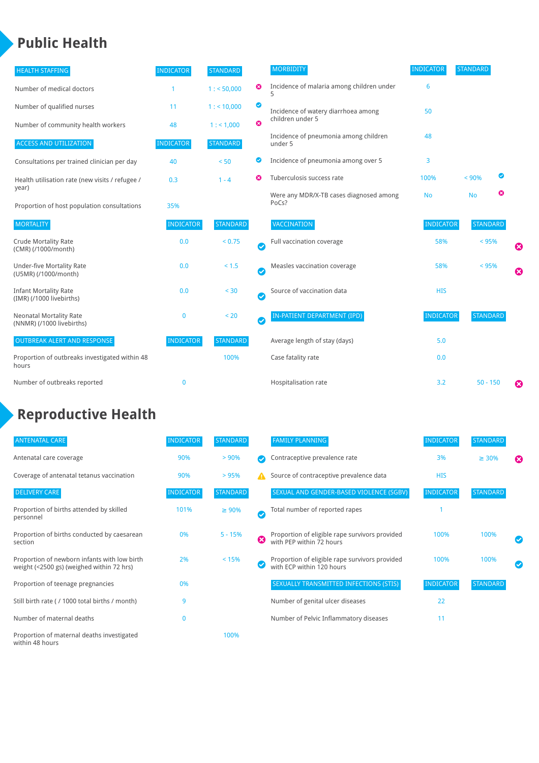# Public Health

| HEALTH STAFFING | INDICATOR | STANDARD | |
|---|---|---|---|
| Number of medical doctors | 1 | 1 : < 50,000 | ✗ |
| Number of qualified nurses | 11 | 1 : < 10,000 | ✓ |
| Number of community health workers | 48 | 1 : < 1,000 | ✗ |

| ACCESS AND UTILIZATION | INDICATOR | STANDARD | |
|---|---|---|---|
| Consultations per trained clinician per day | 40 | < 50 | ✓ |
| Health utilisation rate (new visits / refugee / year) | 0.3 | 1 - 4 | ✗ |
| Proportion of host population consultations | 35% | | |

| MORTALITY | INDICATOR | STANDARD | |
|---|---|---|---|
| Crude Mortality Rate (CMR) (/1000/month) | 0.0 | < 0.75 | ✓ |
| Under-five Mortality Rate (U5MR) (/1000/month) | 0.0 | < 1.5 | ✓ |
| Infant Mortality Rate (IMR) (/1000 livebirths) | 0.0 | < 30 | ✓ |
| Neonatal Mortality Rate (NNMR) (/1000 livebirths) | 0 | < 20 | ✓ |

| OUTBREAK ALERT AND RESPONSE | INDICATOR | STANDARD |
|---|---|---|
| Proportion of outbreaks investigated within 48 hours | | 100% |
| Number of outbreaks reported | 0 | |

| MORBIDITY | INDICATOR | STANDARD | |
|---|---|---|---|
| Incidence of malaria among children under 5 | 6 | | |
| Incidence of watery diarrhoea among children under 5 | 50 | | |
| Incidence of pneumonia among children under 5 | 48 | | |
| Incidence of pneumonia among over 5 | 3 | | |
| Tuberculosis success rate | 100% | < 90% | ✓ |
| Were any MDR/X-TB cases diagnosed among PoCs? | No | No | ✗ |

| VACCINATION | INDICATOR | STANDARD | |
|---|---|---|---|
| Full vaccination coverage | 58% | < 95% | ✗ |
| Measles vaccination coverage | 58% | < 95% | ✗ |
| Source of vaccination data | HIS | | |

| IN-PATIENT DEPARTMENT (IPD) | INDICATOR | STANDARD | |
|---|---|---|---|
| Average length of stay (days) | 5.0 | | |
| Case fatality rate | 0.0 | | |
| Hospitalisation rate | 3.2 | 50 - 150 | ✗ |

# Reproductive Health

| ANTENATAL CARE | INDICATOR | STANDARD | |
|---|---|---|---|
| Antenatal care coverage | 90% | > 90% | ✓ |
| Coverage of antenatal tetanus vaccination | 90% | > 95% | ⚠ |

| DELIVERY CARE | INDICATOR | STANDARD | |
|---|---|---|---|
| Proportion of births attended by skilled personnel | 101% | ≥ 90% | ✓ |
| Proportion of births conducted by caesarean section | 0% | 5 - 15% | ✗ |
| Proportion of newborn infants with low birth weight (<2500 gs) (weighed within 72 hrs) | 2% | < 15% | ✓ |
| Proportion of teenage pregnancies | 0% | | |
| Still birth rate ( / 1000 total births / month) | 9 | | |
| Number of maternal deaths | 0 | | |
| Proportion of maternal deaths investigated within 48 hours | | 100% | |

| FAMILY PLANNING | INDICATOR | STANDARD | |
|---|---|---|---|
| Contraceptive prevalence rate | 3% | ≥ 30% | ✗ |
| Source of contraceptive prevalence data | HIS | | |

| SEXUAL AND GENDER-BASED VIOLENCE (SGBV) | INDICATOR | STANDARD | |
|---|---|---|---|
| Total number of reported rapes | 1 | | |
| Proportion of eligible rape survivors provided with PEP within 72 hours | 100% | 100% | ✓ |
| Proportion of eligible rape survivors provided with ECP within 120 hours | 100% | 100% | ✓ |

| SEXUALLY TRANSMITTED INFECTIONS (STIS) | INDICATOR | STANDARD |
|---|---|---|
| Number of genital ulcer diseases | 22 | |
| Number of Pelvic Inflammatory diseases | 11 | |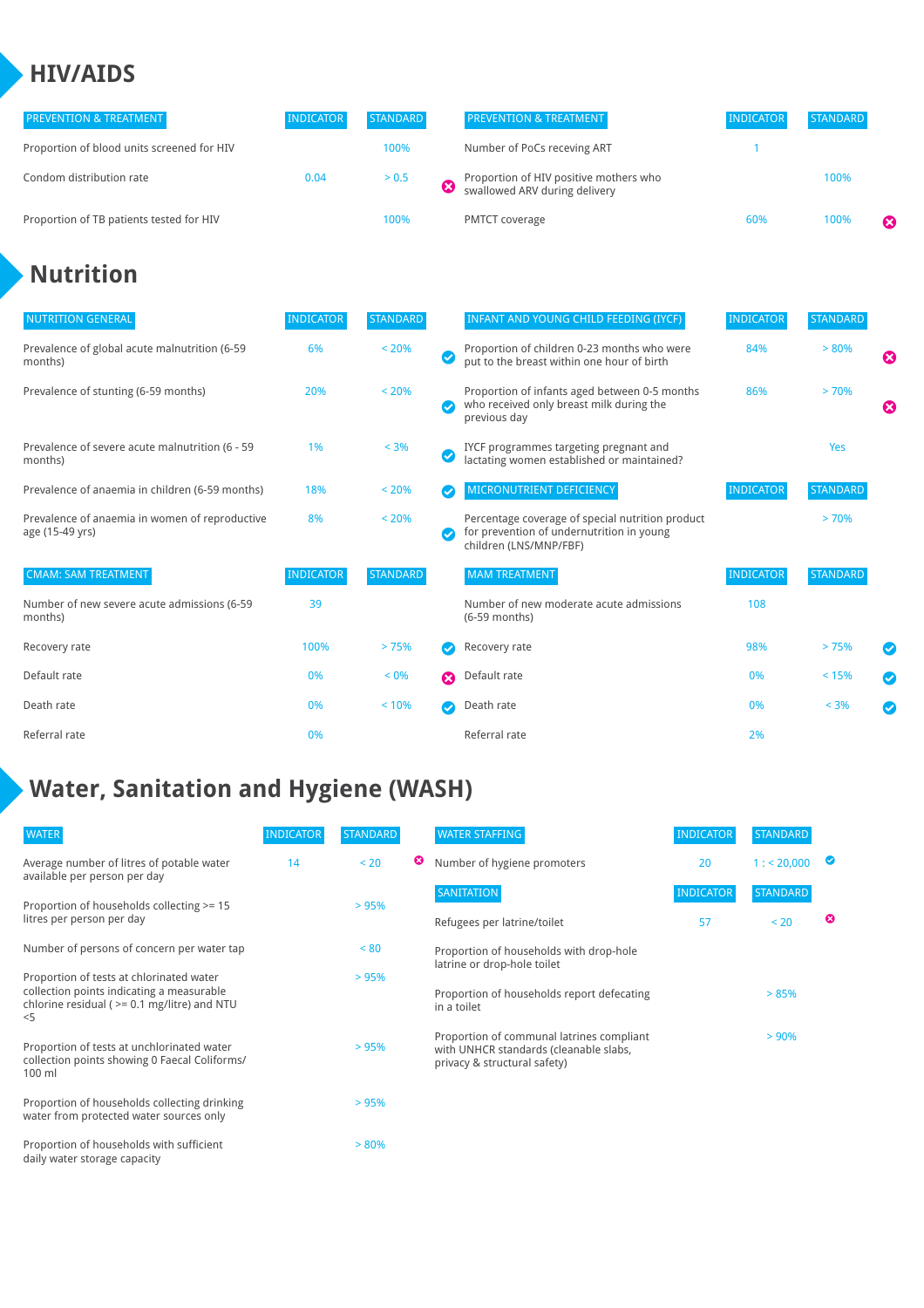# HIV/AIDS

| PREVENTION & TREATMENT | INDICATOR | STANDARD | |
|---|---|---|---|
| Proportion of blood units screened for HIV | | 100% | |
| Condom distribution rate | 0.04 | > 0.5 | ✖ |
| Proportion of TB patients tested for HIV | | 100% | |

| PREVENTION & TREATMENT | INDICATOR | STANDARD | |
|---|---|---|---|
| Number of PoCs receving ART | 1 | | |
| Proportion of HIV positive mothers who swallowed ARV during delivery | | 100% | |
| PMTCT coverage | 60% | 100% | ✖ |

# Nutrition

| NUTRITION GENERAL | INDICATOR | STANDARD | |
|---|---|---|---|
| Prevalence of global acute malnutrition (6-59 months) | 6% | < 20% | ✔ |
| Prevalence of stunting (6-59 months) | 20% | < 20% | ✔ |
| Prevalence of severe acute malnutrition (6 - 59 months) | 1% | < 3% | ✔ |
| Prevalence of anaemia in children (6-59 months) | 18% | < 20% | ✔ |
| Prevalence of anaemia in women of reproductive age (15-49 yrs) | 8% | < 20% | ✔ |

| INFANT AND YOUNG CHILD FEEDING (IYCF) | INDICATOR | STANDARD | |
|---|---|---|---|
| Proportion of children 0-23 months who were put to the breast within one hour of birth | 84% | > 80% | ✖ |
| Proportion of infants aged between 0-5 months who received only breast milk during the previous day | 86% | > 70% | ✖ |
| IYCF programmes targeting pregnant and lactating women established or maintained? | | Yes | |

| MICRONUTRIENT DEFICIENCY | INDICATOR | STANDARD | |
|---|---|---|---|
| Percentage coverage of special nutrition product for prevention of undernutrition in young children (LNS/MNP/FBF) | | > 70% | |

| CMAM: SAM TREATMENT | INDICATOR | STANDARD | |
|---|---|---|---|
| Number of new severe acute admissions (6-59 months) | 39 | | |
| Recovery rate | 100% | > 75% | ✔ |
| Default rate | 0% | < 0% | ✖ |
| Death rate | 0% | < 10% | ✔ |
| Referral rate | 0% | | |

| MAM TREATMENT | INDICATOR | STANDARD | |
|---|---|---|---|
| Number of new moderate acute admissions (6-59 months) | 108 | | |
| Recovery rate | 98% | > 75% | ✔ |
| Default rate | 0% | < 15% | ✔ |
| Death rate | 0% | < 3% | ✔ |
| Referral rate | 2% | | |

# Water, Sanitation and Hygiene (WASH)

| WATER | INDICATOR | STANDARD | |
|---|---|---|---|
| Average number of litres of potable water available per person per day | 14 | < 20 | ✖ |
| Proportion of households collecting >= 15 litres per person per day | | > 95% | |
| Number of persons of concern per water tap | | < 80 | |
| Proportion of tests at chlorinated water collection points indicating a measurable chlorine residual ( >= 0.1 mg/litre) and NTU <5 | | > 95% | |
| Proportion of tests at unchlorinated water collection points showing 0 Faecal Coliforms/ 100 ml | | > 95% | |
| Proportion of households collecting drinking water from protected water sources only | | > 95% | |
| Proportion of households with sufficient daily water storage capacity | | > 80% | |

| WATER STAFFING | INDICATOR | STANDARD | |
|---|---|---|---|
| Number of hygiene promoters | 20 | 1 : < 20,000 | ✔ |

| SANITATION | INDICATOR | STANDARD | |
|---|---|---|---|
| Refugees per latrine/toilet | 57 | < 20 | ✖ |
| Proportion of households with drop-hole latrine or drop-hole toilet | | | |
| Proportion of households report defecating in a toilet | | > 85% | |
| Proportion of communal latrines compliant with UNHCR standards (cleanable slabs, privacy & structural safety) | | > 90% | |